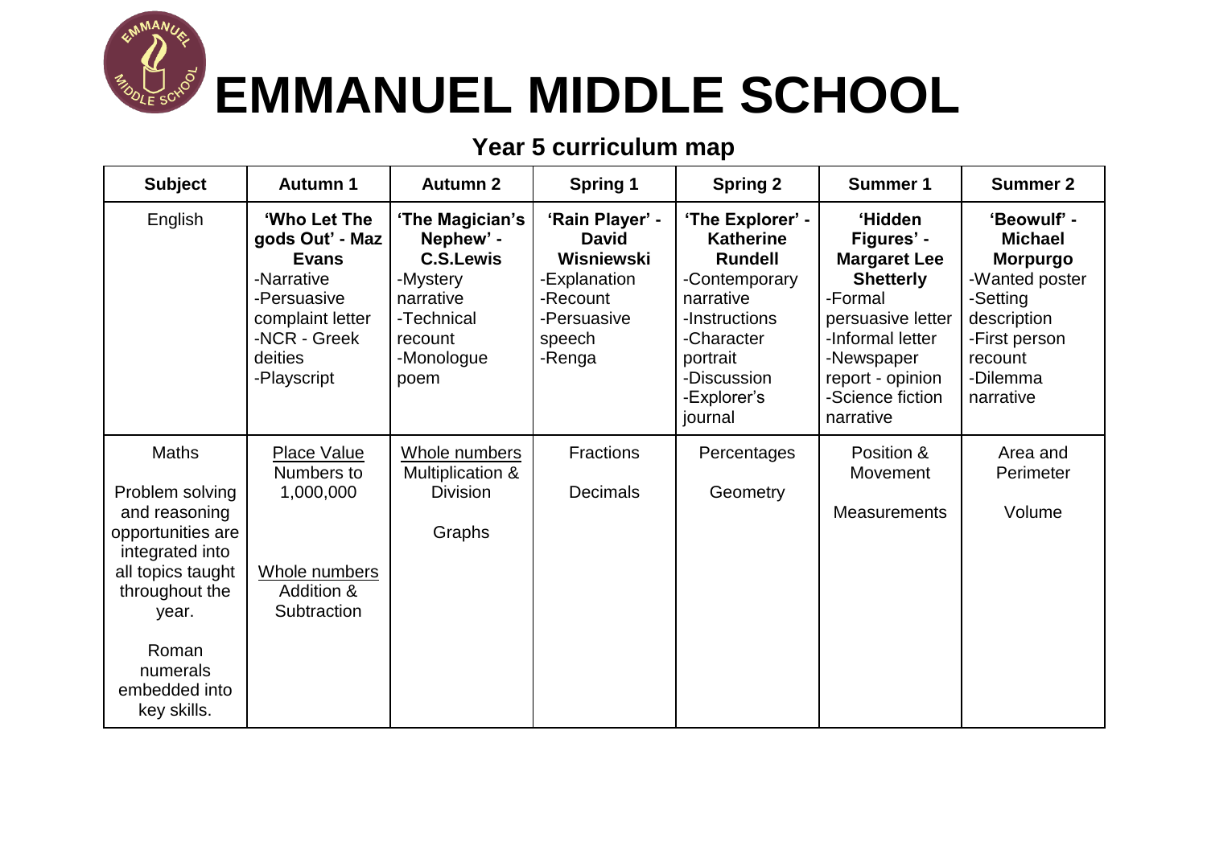# EMMANUEL MIDDLE SCHOOL

## Year 5 curriculum map

| Subject | Autumn 1 | Autumn 2 | Spring 1 | Spring 2 | Summer 1 | Summer 2 |
|---|---|---|---|---|---|---|
| English | **'Who Let The gods Out' - Maz Evans**<br>-Narrative<br>-Persuasive complaint letter<br>-NCR - Greek deities<br>-Playscript | **'The Magician's Nephew' - C.S.Lewis**<br>-Mystery narrative<br>-Technical recount<br>-Monologue poem | **'Rain Player' - David Wisniewski**<br>-Explanation<br>-Recount<br>-Persuasive speech<br>-Renga | **'The Explorer' - Katherine Rundell**<br>-Contemporary narrative<br>-Instructions<br>-Character portrait<br>-Discussion<br>-Explorer's journal | **'Hidden Figures' - Margaret Lee Shetterly**<br>-Formal persuasive letter<br>-Informal letter<br>-Newspaper report - opinion<br>-Science fiction narrative | **'Beowulf' - Michael Morpurgo**<br>-Wanted poster<br>-Setting description<br>-First person recount<br>-Dilemma narrative |
| Maths<br><br>Problem solving and reasoning opportunities are integrated into all topics taught throughout the year.<br><br>Roman numerals embedded into key skills. | Place Value<br>Numbers to 1,000,000<br><br>Whole numbers<br>Addition & Subtraction | Whole numbers<br>Multiplication & Division<br><br>Graphs | Fractions<br><br>Decimals | Percentages<br><br>Geometry | Position & Movement<br><br>Measurements | Area and Perimeter<br><br>Volume |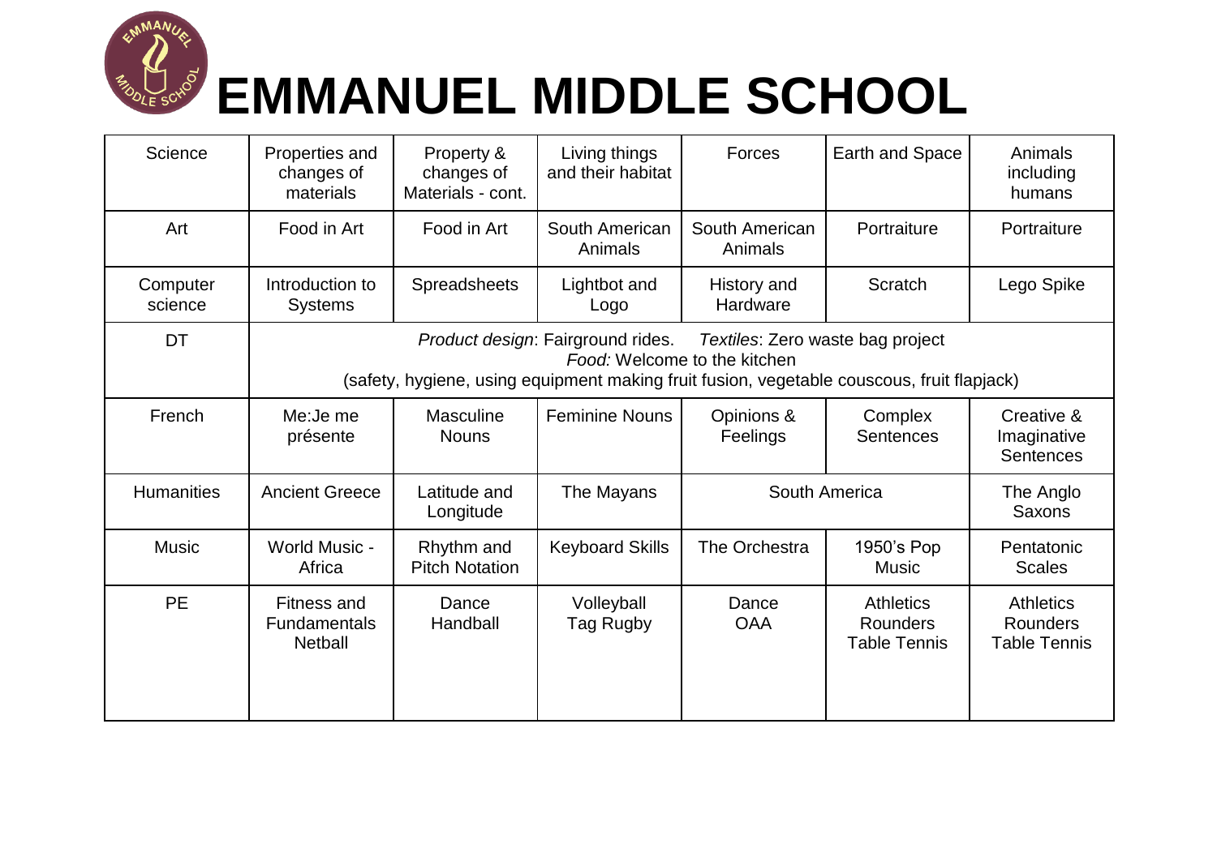# EMMANUEL MIDDLE SCHOOL

| | | | | | | |
|---|---|---|---|---|---|---|
| Science | Properties and changes of materials | Property & changes of Materials - cont. | Living things and their habitat | Forces | Earth and Space | Animals including humans |
| Art | Food in Art | Food in Art | South American Animals | South American Animals | Portraiture | Portraiture |
| Computer science | Introduction to Systems | Spreadsheets | Lightbot and Logo | History and Hardware | Scratch | Lego Spike |
| DT | *Product design*: Fairground rides. *Textiles*: Zero waste bag project<br>*Food:* Welcome to the kitchen<br>(safety, hygiene, using equipment making fruit fusion, vegetable couscous, fruit flapjack) | | | | | |
| French | Me:Je me présente | Masculine Nouns | Feminine Nouns | Opinions & Feelings | Complex Sentences | Creative & Imaginative Sentences |
| Humanities | Ancient Greece | Latitude and Longitude | The Mayans | South America | | The Anglo Saxons |
| Music | World Music - Africa | Rhythm and Pitch Notation | Keyboard Skills | The Orchestra | 1950's Pop Music | Pentatonic Scales |
| PE | Fitness and Fundamentals<br>Netball | Dance<br>Handball | Volleyball<br>Tag Rugby | Dance<br>OAA | Athletics<br>Rounders<br>Table Tennis | Athletics<br>Rounders<br>Table Tennis |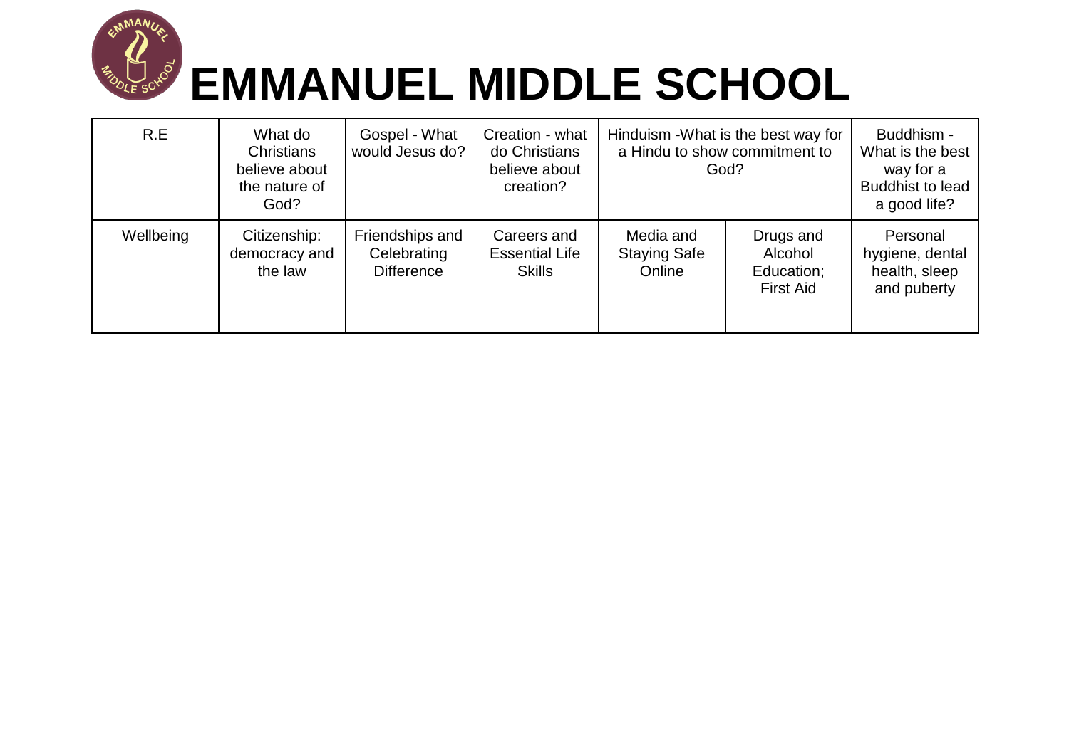# EMMANUEL MIDDLE SCHOOL

| | | | | | | |
|---|---|---|---|---|---|---|
| R.E | What do Christians believe about the nature of God? | Gospel - What would Jesus do? | Creation - what do Christians believe about creation? | Hinduism -What is the best way for a Hindu to show commitment to God? | | Buddhism - What is the best way for a Buddhist to lead a good life? |
| Wellbeing | Citizenship: democracy and the law | Friendships and Celebrating Difference | Careers and Essential Life Skills | Media and Staying Safe Online | Drugs and Alcohol Education; First Aid | Personal hygiene, dental health, sleep and puberty |